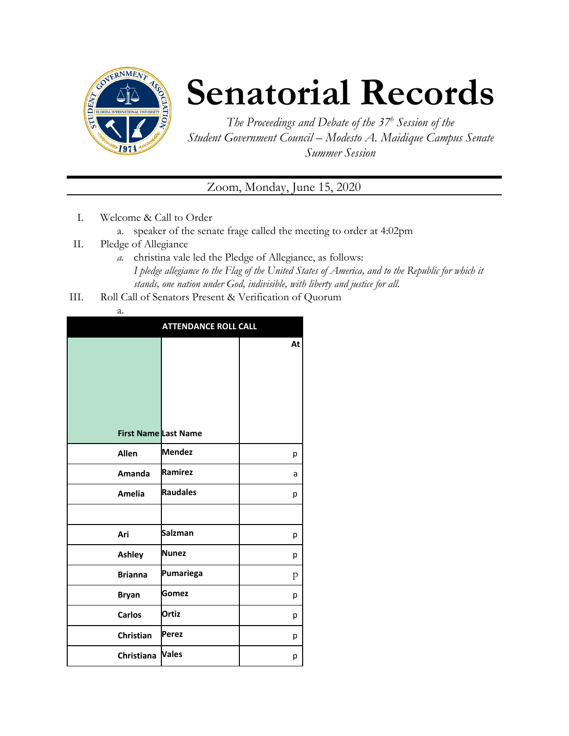# Senatorial Records

*The Proceedings and Debate of the 37[h] Session of the Student Government Council – Modesto A. Maidique Campus Senate Summer Session*

Zoom, Monday, June 15, 2020

I. Welcome & Call to Order
   a. speaker of the senate frage called the meeting to order at 4:02pm

II. Pledge of Allegiance
   *a.* christina vale led the Pledge of Allegiance, as follows:
   *I pledge allegiance to the Flag of the United States of America, and to the Republic for which it stands, one nation under God, indivisible, with liberty and justice for all.*

III. Roll Call of Senators Present & Verification of Quorum
   a.

| ATTENDANCE ROLL CALL | | |
|---|---|---|
| First Name | Last Name | At |
| Allen | Mendez | p |
| Amanda | Ramirez | a |
| Amelia | Raudales | p |
| | | |
| Ari | Salzman | p |
| Ashley | Nunez | p |
| Brianna | Pumariega | p |
| Bryan | Gomez | p |
| Carlos | Ortiz | p |
| Christian | Perez | p |
| Christiana | Vales | p |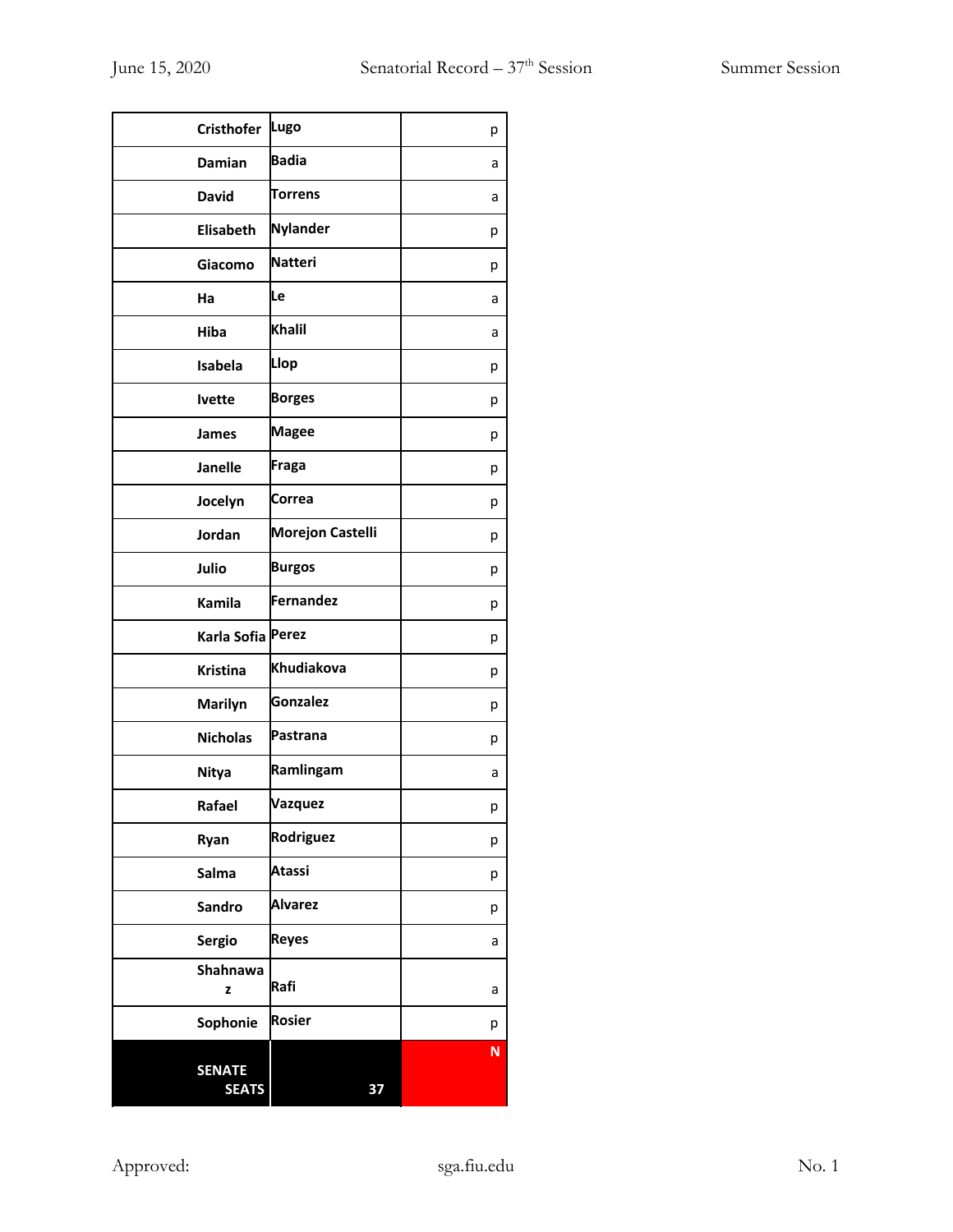| | | |
|---|---|---|
| Cristhofer | Lugo | p |
| Damian | Badia | a |
| David | Torrens | a |
| Elisabeth | Nylander | p |
| Giacomo | Natteri | p |
| Ha | Le | a |
| Hiba | Khalil | a |
| Isabela | Llop | p |
| Ivette | Borges | p |
| James | Magee | p |
| Janelle | Fraga | p |
| Jocelyn | Correa | p |
| Jordan | Morejon Castelli | p |
| Julio | Burgos | p |
| Kamila | Fernandez | p |
| Karla Sofia | Perez | p |
| Kristina | Khudiakova | p |
| Marilyn | Gonzalez | p |
| Nicholas | Pastrana | p |
| Nitya | Ramlingam | a |
| Rafael | Vazquez | p |
| Ryan | Rodriguez | p |
| Salma | Atassi | p |
| Sandro | Alvarez | p |
| Sergio | Reyes | a |
| Shahnawaz | Rafi | a |
| Sophonie | Rosier | p |
| **SENATE SEATS** | **37** | **N** |

Approved: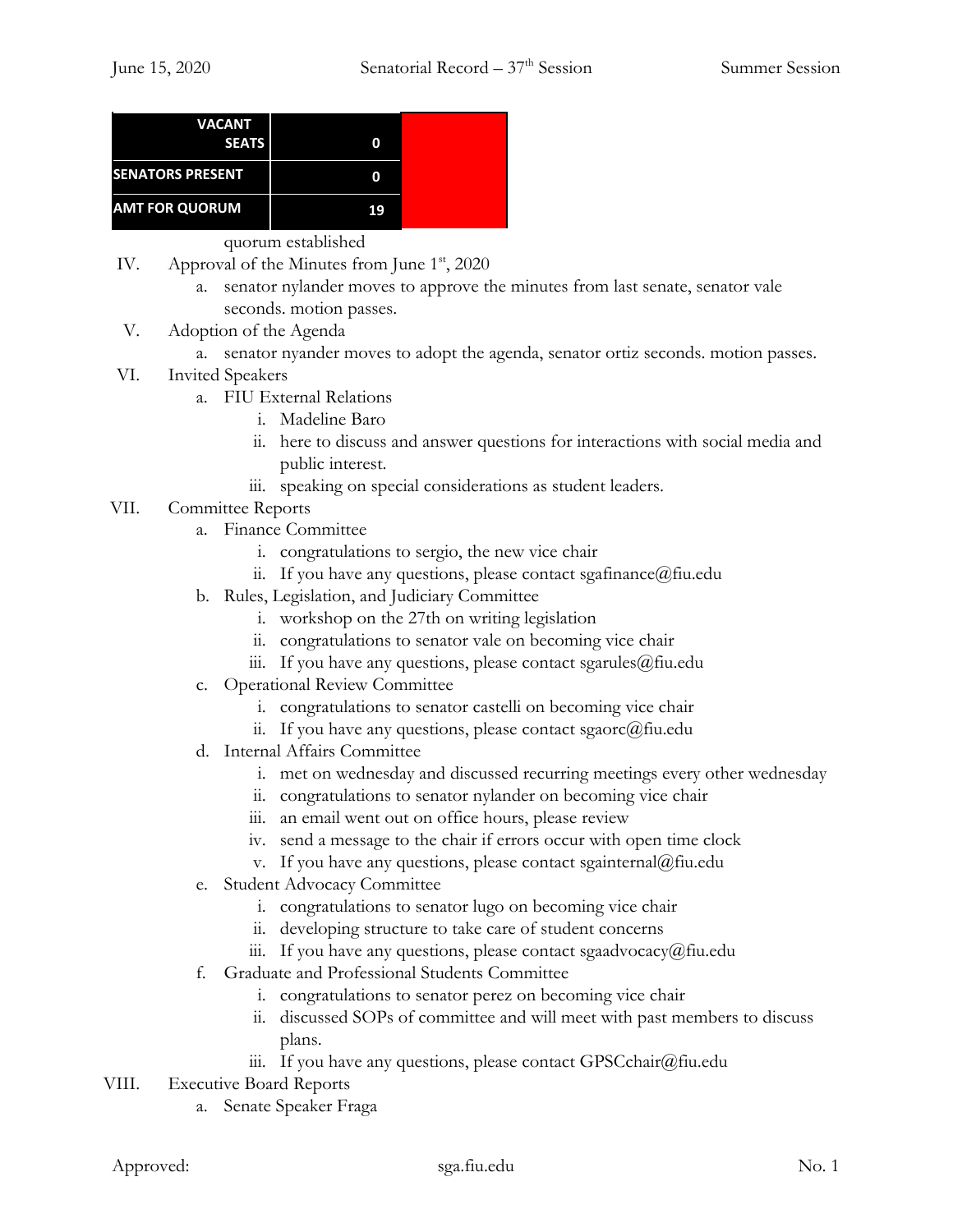| VACANT SEATS | 0 | |
| --- | --- | --- |
| SENATORS PRESENT | 0 | |
| AMT FOR QUORUM | 19 | |

quorum established

IV. Approval of the Minutes from June 1st, 2020
   a. senator nylander moves to approve the minutes from last senate, senator vale seconds. motion passes.

V. Adoption of the Agenda
   a. senator nyander moves to adopt the agenda, senator ortiz seconds. motion passes.

VI. Invited Speakers
   a. FIU External Relations
      i. Madeline Baro
      ii. here to discuss and answer questions for interactions with social media and public interest.
      iii. speaking on special considerations as student leaders.

VII. Committee Reports
   a. Finance Committee
      i. congratulations to sergio, the new vice chair
      ii. If you have any questions, please contact sgafinance@fiu.edu
   b. Rules, Legislation, and Judiciary Committee
      i. workshop on the 27th on writing legislation
      ii. congratulations to senator vale on becoming vice chair
      iii. If you have any questions, please contact sgarules@fiu.edu
   c. Operational Review Committee
      i. congratulations to senator castelli on becoming vice chair
      ii. If you have any questions, please contact sgaorc@fiu.edu
   d. Internal Affairs Committee
      i. met on wednesday and discussed recurring meetings every other wednesday
      ii. congratulations to senator nylander on becoming vice chair
      iii. an email went out on office hours, please review
      iv. send a message to the chair if errors occur with open time clock
      v. If you have any questions, please contact sgainternal@fiu.edu
   e. Student Advocacy Committee
      i. congratulations to senator lugo on becoming vice chair
      ii. developing structure to take care of student concerns
      iii. If you have any questions, please contact sgaadvocacy@fiu.edu
   f. Graduate and Professional Students Committee
      i. congratulations to senator perez on becoming vice chair
      ii. discussed SOPs of committee and will meet with past members to discuss plans.
      iii. If you have any questions, please contact GPSCchair@fiu.edu

VIII. Executive Board Reports
   a. Senate Speaker Fraga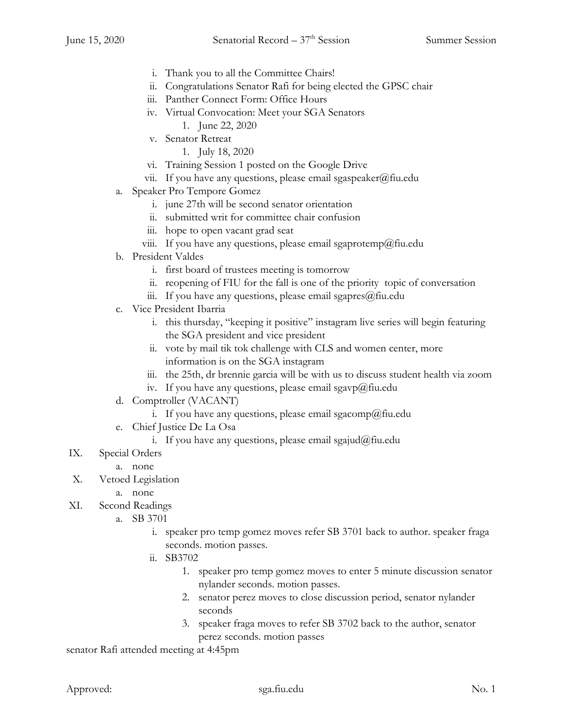i. Thank you to all the Committee Chairs!
   ii. Congratulations Senator Rafi for being elected the GPSC chair
   iii. Panther Connect Form: Office Hours
   iv. Virtual Convocation: Meet your SGA Senators
      1. June 22, 2020
   v. Senator Retreat
      1. July 18, 2020
   vi. Training Session 1 posted on the Google Drive
   vii. If you have any questions, please email sgaspeaker@fiu.edu

a. Speaker Pro Tempore Gomez
   i. june 27th will be second senator orientation
   ii. submitted writ for committee chair confusion
   iii. hope to open vacant grad seat
   viii. If you have any questions, please email sgaprotemp@fiu.edu

b. President Valdes
   i. first board of trustees meeting is tomorrow
   ii. reopening of FIU for the fall is one of the priority topic of conversation
   iii. If you have any questions, please email sgapres@fiu.edu

c. Vice President Ibarria
   i. this thursday, "keeping it positive" instagram live series will begin featuring the SGA president and vice president
   ii. vote by mail tik tok challenge with CLS and women center, more information is on the SGA instagram
   iii. the 25th, dr brennie garcia will be with us to discuss student health via zoom
   iv. If you have any questions, please email sgavp@fiu.edu

d. Comptroller (VACANT)
   i. If you have any questions, please email sgacomp@fiu.edu

e. Chief Justice De La Osa
   i. If you have any questions, please email sgajud@fiu.edu

IX. Special Orders
   a. none

X. Vetoed Legislation
   a. none

XI. Second Readings
   a. SB 3701
      i. speaker pro temp gomez moves refer SB 3701 back to author. speaker fraga seconds. motion passes.
      ii. SB3702
         1. speaker pro temp gomez moves to enter 5 minute discussion senator nylander seconds. motion passes.
         2. senator perez moves to close discussion period, senator nylander seconds
         3. speaker fraga moves to refer SB 3702 back to the author, senator perez seconds. motion passes

senator Rafi attended meeting at 4:45pm

Approved: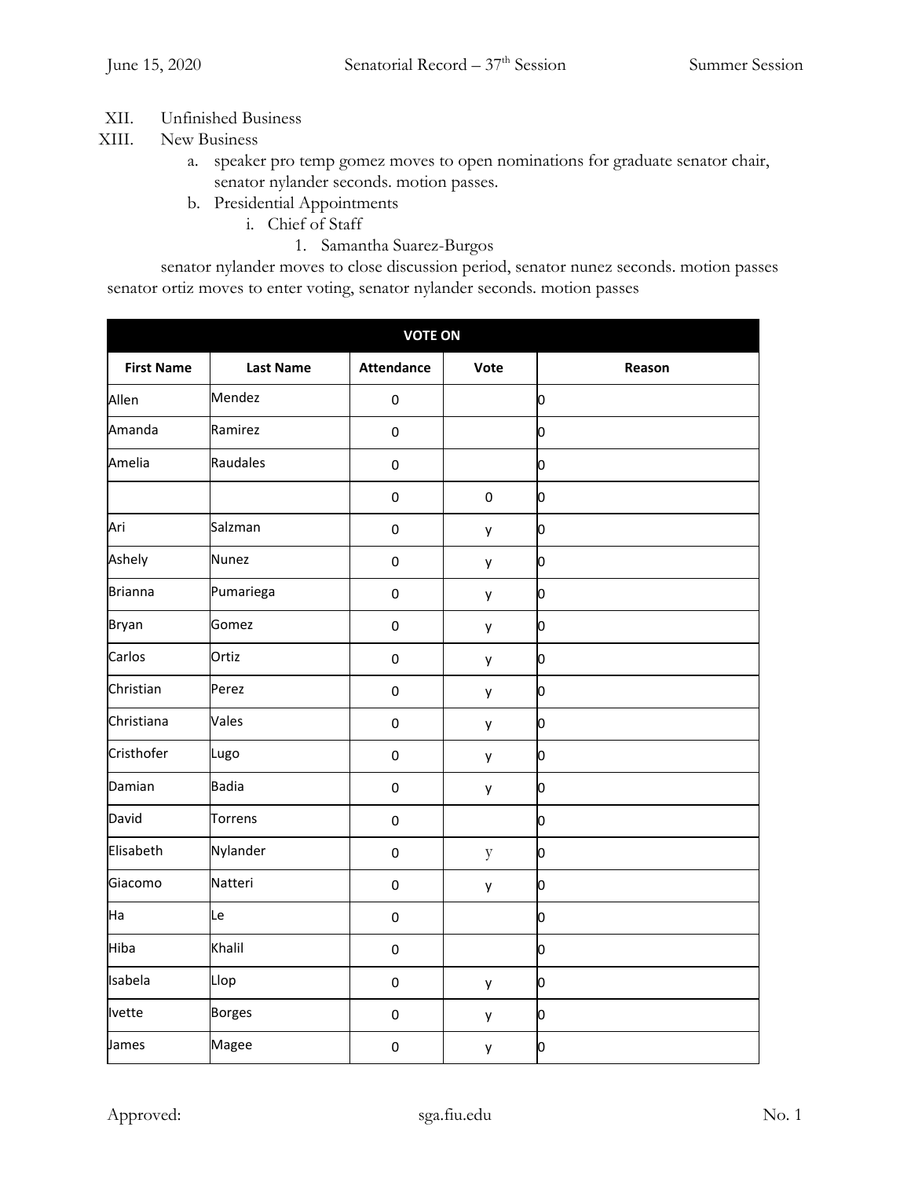XII. Unfinished Business

XIII. New Business

a. speaker pro temp gomez moves to open nominations for graduate senator chair, senator nylander seconds. motion passes.

b. Presidential Appointments

i. Chief of Staff

1. Samantha Suarez-Burgos

senator nylander moves to close discussion period, senator nunez seconds. motion passes
senator ortiz moves to enter voting, senator nylander seconds. motion passes

| VOTE ON | | | | |
|---|---|---|---|---|
| **First Name** | **Last Name** | **Attendance** | **Vote** | **Reason** |
| Allen | Mendez | 0 | | 0 |
| Amanda | Ramirez | 0 | | 0 |
| Amelia | Raudales | 0 | | 0 |
| | | 0 | 0 | 0 |
| Ari | Salzman | 0 | y | 0 |
| Ashely | Nunez | 0 | y | 0 |
| Brianna | Pumariega | 0 | y | 0 |
| Bryan | Gomez | 0 | y | 0 |
| Carlos | Ortiz | 0 | y | 0 |
| Christian | Perez | 0 | y | 0 |
| Christiana | Vales | 0 | y | 0 |
| Cristhofer | Lugo | 0 | y | 0 |
| Damian | Badia | 0 | y | 0 |
| David | Torrens | 0 | | 0 |
| Elisabeth | Nylander | 0 | y | 0 |
| Giacomo | Natteri | 0 | y | 0 |
| Ha | Le | 0 | | 0 |
| Hiba | Khalil | 0 | | 0 |
| Isabela | Llop | 0 | y | 0 |
| Ivette | Borges | 0 | y | 0 |
| James | Magee | 0 | y | 0 |

Approved: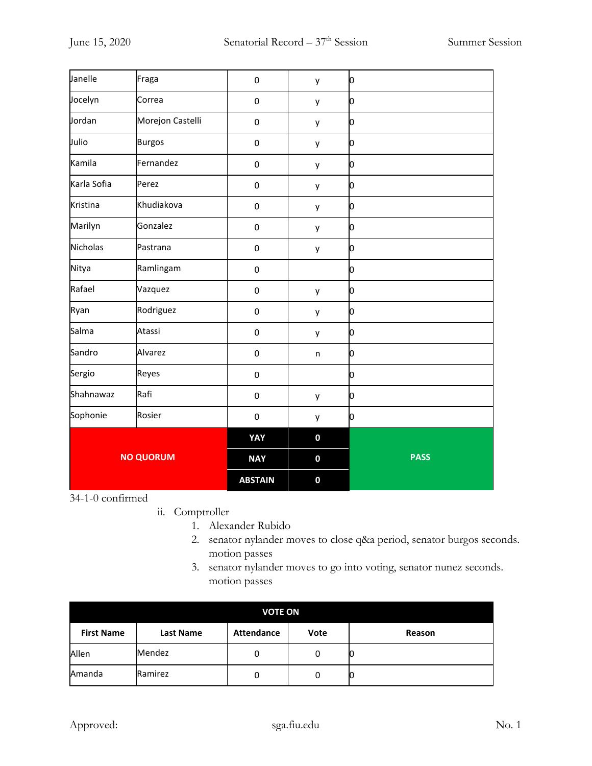| | | | | |
|---|---|---|---|---|
| Janelle | Fraga | 0 | y | 0 |
| Jocelyn | Correa | 0 | y | 0 |
| Jordan | Morejon Castelli | 0 | y | 0 |
| Julio | Burgos | 0 | y | 0 |
| Kamila | Fernandez | 0 | y | 0 |
| Karla Sofia | Perez | 0 | y | 0 |
| Kristina | Khudiakova | 0 | y | 0 |
| Marilyn | Gonzalez | 0 | y | 0 |
| Nicholas | Pastrana | 0 | y | 0 |
| Nitya | Ramlingam | 0 | | 0 |
| Rafael | Vazquez | 0 | y | 0 |
| Ryan | Rodriguez | 0 | y | 0 |
| Salma | Atassi | 0 | y | 0 |
| Sandro | Alvarez | 0 | n | 0 |
| Sergio | Reyes | 0 | | 0 |
| Shahnawaz | Rafi | 0 | y | 0 |
| Sophonie | Rosier | 0 | y | 0 |
| NO QUORUM | | YAY | 0 | PASS |
| | | NAY | 0 | |
| | | ABSTAIN | 0 | |

34-1-0 confirmed

ii. Comptroller
1. Alexander Rubido
2. senator nylander moves to close q&a period, senator burgos seconds. motion passes
3. senator nylander moves to go into voting, senator nunez seconds. motion passes

| VOTE ON | | | | |
|---|---|---|---|---|
| **First Name** | **Last Name** | **Attendance** | **Vote** | **Reason** |
| Allen | Mendez | 0 | 0 | 0 |
| Amanda | Ramirez | 0 | 0 | 0 |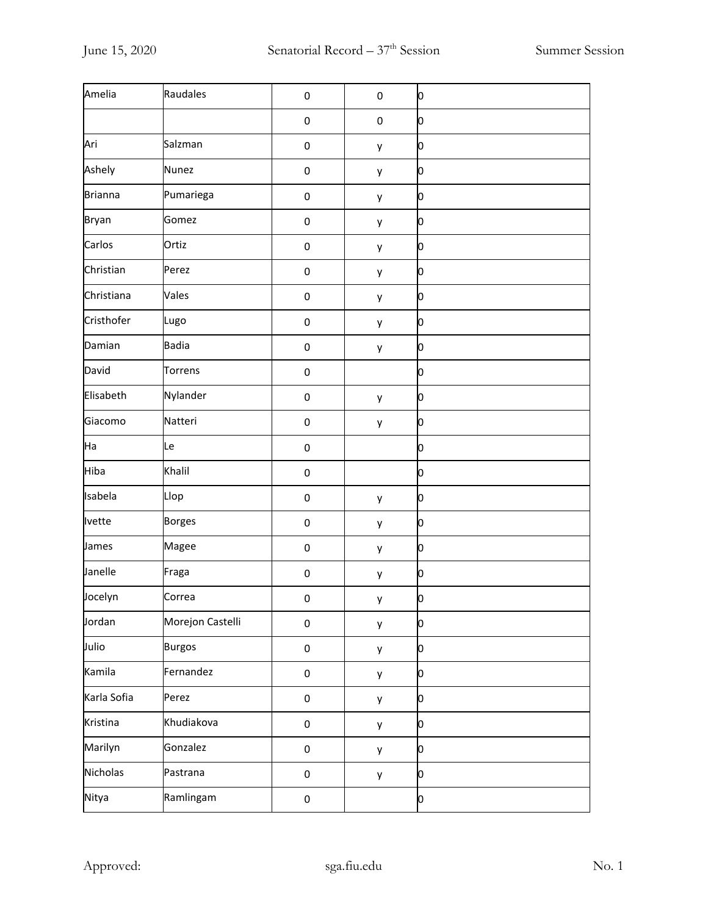| Amelia | Raudales | 0 | 0 | 0 |
|---|---|---|---|---|
| | | 0 | 0 | 0 |
| Ari | Salzman | 0 | y | 0 |
| Ashely | Nunez | 0 | y | 0 |
| Brianna | Pumariega | 0 | y | 0 |
| Bryan | Gomez | 0 | y | 0 |
| Carlos | Ortiz | 0 | y | 0 |
| Christian | Perez | 0 | y | 0 |
| Christiana | Vales | 0 | y | 0 |
| Cristhofer | Lugo | 0 | y | 0 |
| Damian | Badia | 0 | y | 0 |
| David | Torrens | 0 | | 0 |
| Elisabeth | Nylander | 0 | y | 0 |
| Giacomo | Natteri | 0 | y | 0 |
| Ha | Le | 0 | | 0 |
| Hiba | Khalil | 0 | | 0 |
| Isabela | Llop | 0 | y | 0 |
| Ivette | Borges | 0 | y | 0 |
| James | Magee | 0 | y | 0 |
| Janelle | Fraga | 0 | y | 0 |
| Jocelyn | Correa | 0 | y | 0 |
| Jordan | Morejon Castelli | 0 | y | 0 |
| Julio | Burgos | 0 | y | 0 |
| Kamila | Fernandez | 0 | y | 0 |
| Karla Sofia | Perez | 0 | y | 0 |
| Kristina | Khudiakova | 0 | y | 0 |
| Marilyn | Gonzalez | 0 | y | 0 |
| Nicholas | Pastrana | 0 | y | 0 |
| Nitya | Ramlingam | 0 | | 0 |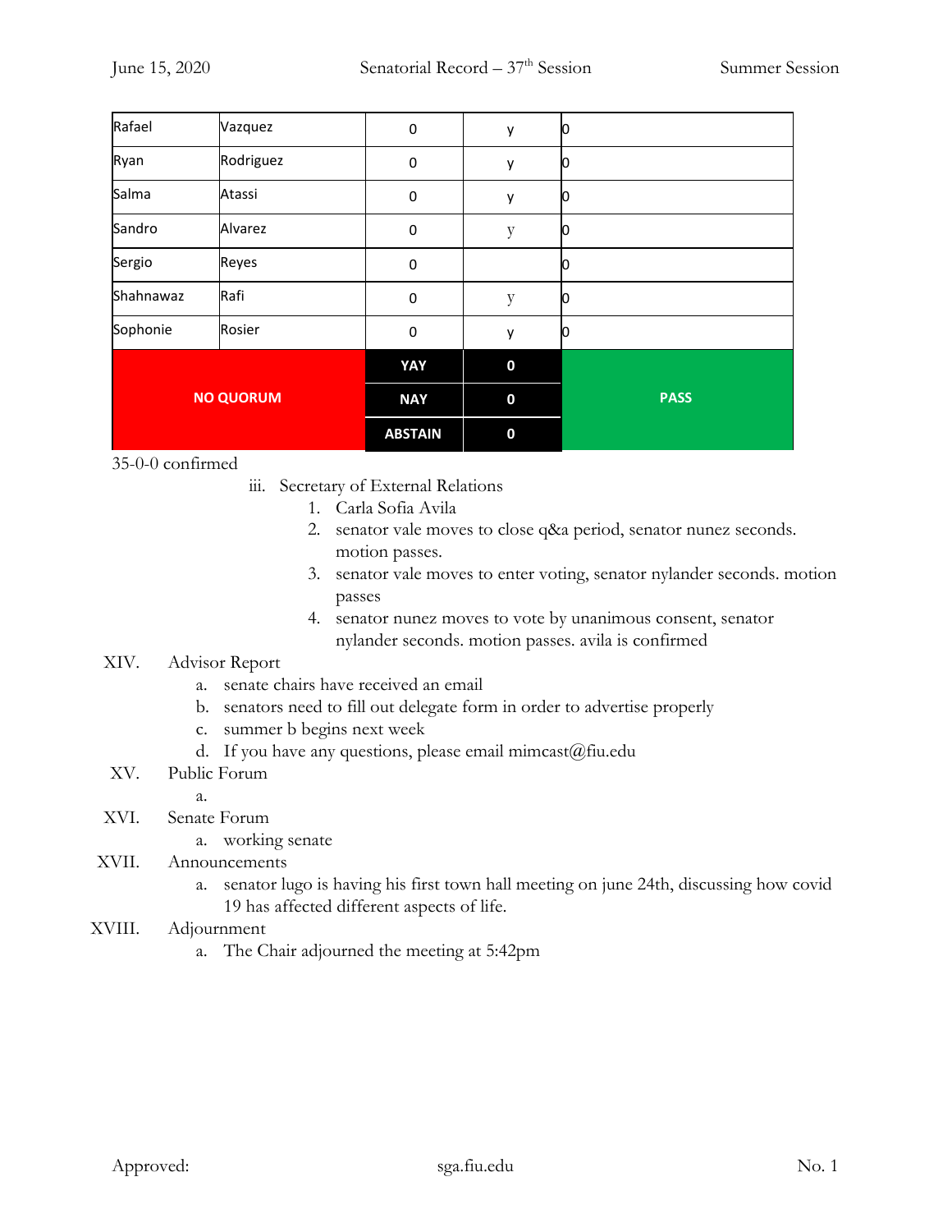| | | | | |
|---|---|---|---|---|
| Rafael | Vazquez | 0 | y | 0 |
| Ryan | Rodriguez | 0 | y | 0 |
| Salma | Atassi | 0 | y | 0 |
| Sandro | Alvarez | 0 | y | 0 |
| Sergio | Reyes | 0 | | 0 |
| Shahnawaz | Rafi | 0 | y | 0 |
| Sophonie | Rosier | 0 | y | 0 |
| NO QUORUM | | YAY | 0 | PASS |
| | | NAY | 0 | |
| | | ABSTAIN | 0 | |

35-0-0 confirmed

iii. Secretary of External Relations
   1. Carla Sofia Avila
   2. senator vale moves to close q&a period, senator nunez seconds. motion passes.
   3. senator vale moves to enter voting, senator nylander seconds. motion passes
   4. senator nunez moves to vote by unanimous consent, senator nylander seconds. motion passes. avila is confirmed

XIV. Advisor Report
   a. senate chairs have received an email
   b. senators need to fill out delegate form in order to advertise properly
   c. summer b begins next week
   d. If you have any questions, please email mimcast@fiu.edu

XV. Public Forum
   a.

XVI. Senate Forum
   a. working senate

XVII. Announcements
   a. senator lugo is having his first town hall meeting on june 24th, discussing how covid 19 has affected different aspects of life.

XVIII. Adjournment
   a. The Chair adjourned the meeting at 5:42pm

Approved: